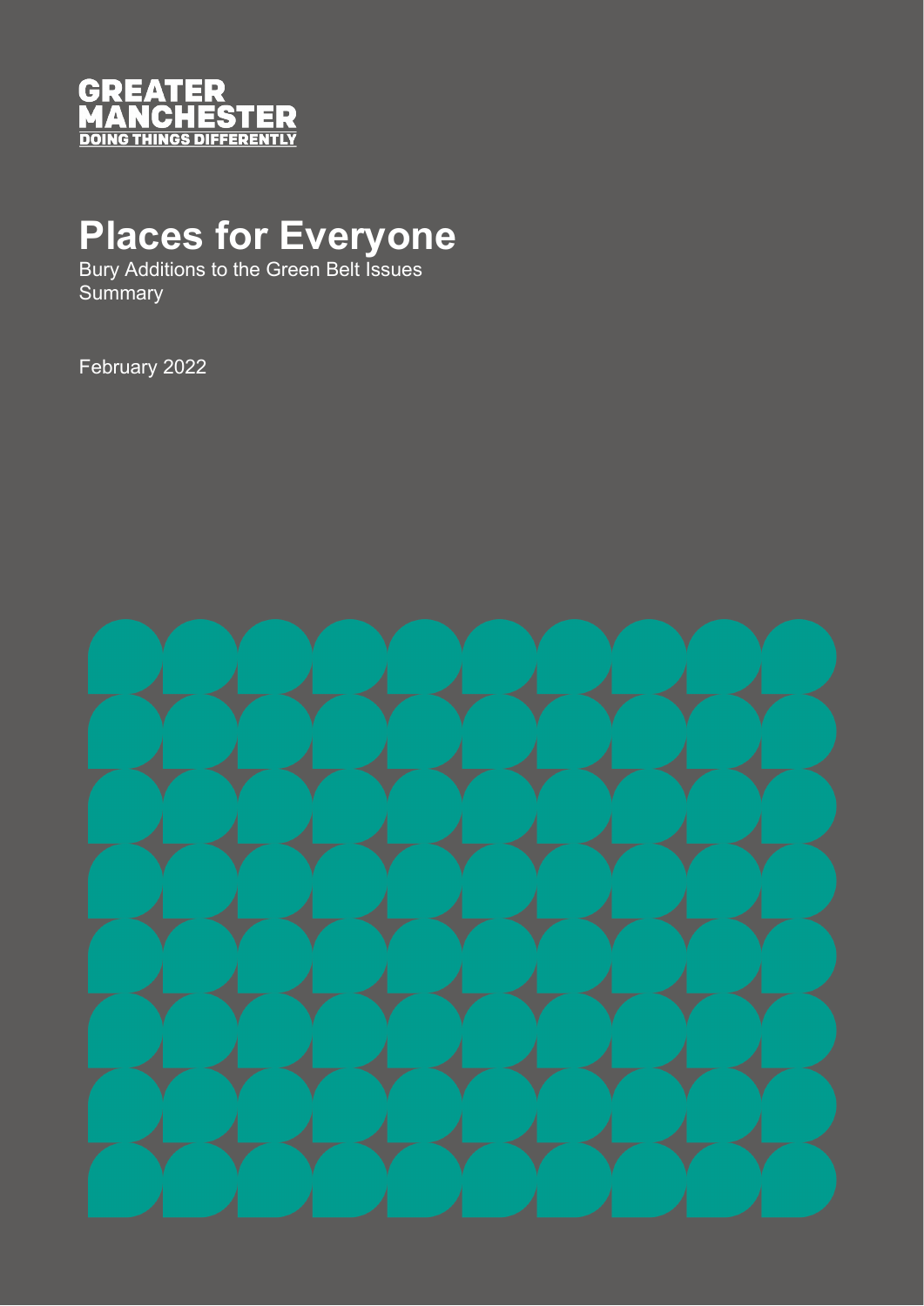GREATER
MANCHESTER
DOING THINGS DIFFERENTLY

# Places for Everyone

Bury Additions to the Green Belt Issues Summary

February 2022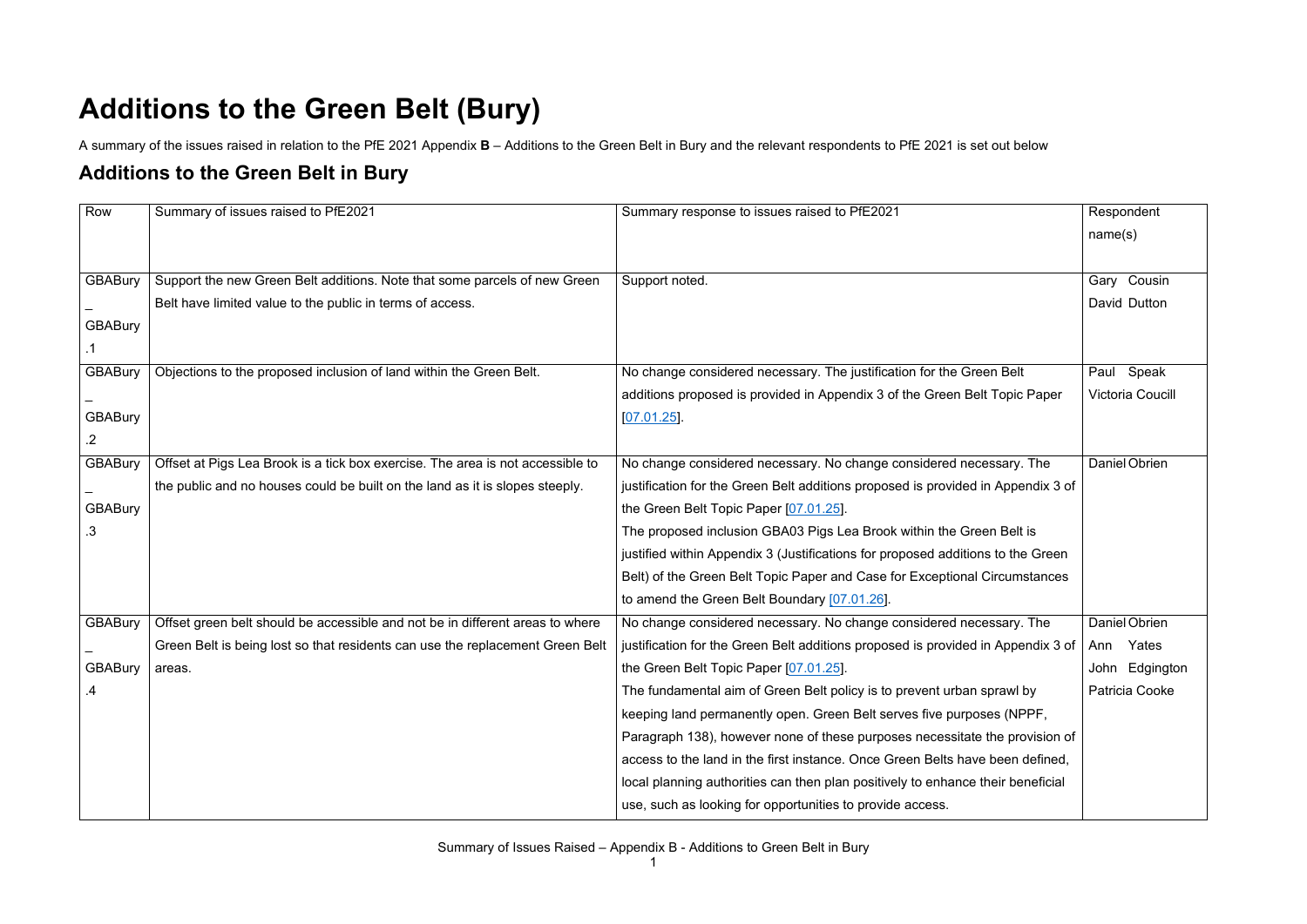# Additions to the Green Belt (Bury)

A summary of the issues raised in relation to the PfE 2021 Appendix **B** – Additions to the Green Belt in Bury and the relevant respondents to PfE 2021 is set out below

## Additions to the Green Belt in Bury

| Row | Summary of issues raised to PfE2021 | Summary response to issues raised to PfE2021 | Respondent name(s) |
|---|---|---|---|
| GBABury_GBABury.1 | Support the new Green Belt additions. Note that some parcels of new Green Belt have limited value to the public in terms of access. | Support noted. | Gary Cousin<br>David Dutton |
| GBABury_GBABury.2 | Objections to the proposed inclusion of land within the Green Belt. | No change considered necessary. The justification for the Green Belt additions proposed is provided in Appendix 3 of the Green Belt Topic Paper [07.01.25]. | Paul Speak<br>Victoria Coucill |
| GBABury_GBABury.3 | Offset at Pigs Lea Brook is a tick box exercise. The area is not accessible to the public and no houses could be built on the land as it is slopes steeply. | No change considered necessary. No change considered necessary. The justification for the Green Belt additions proposed is provided in Appendix 3 of the Green Belt Topic Paper [07.01.25].<br>The proposed inclusion GBA03 Pigs Lea Brook within the Green Belt is justified within Appendix 3 (Justifications for proposed additions to the Green Belt) of the Green Belt Topic Paper and Case for Exceptional Circumstances to amend the Green Belt Boundary [07.01.26]. | Daniel Obrien |
| GBABury_GBABury.4 | Offset green belt should be accessible and not be in different areas to where Green Belt is being lost so that residents can use the replacement Green Belt areas. | No change considered necessary. No change considered necessary. The justification for the Green Belt additions proposed is provided in Appendix 3 of the Green Belt Topic Paper [07.01.25].<br>The fundamental aim of Green Belt policy is to prevent urban sprawl by keeping land permanently open. Green Belt serves five purposes (NPPF, Paragraph 138), however none of these purposes necessitate the provision of access to the land in the first instance. Once Green Belts have been defined, local planning authorities can then plan positively to enhance their beneficial use, such as looking for opportunities to provide access. | Daniel Obrien<br>Ann Yates<br>John Edgington<br>Patricia Cooke |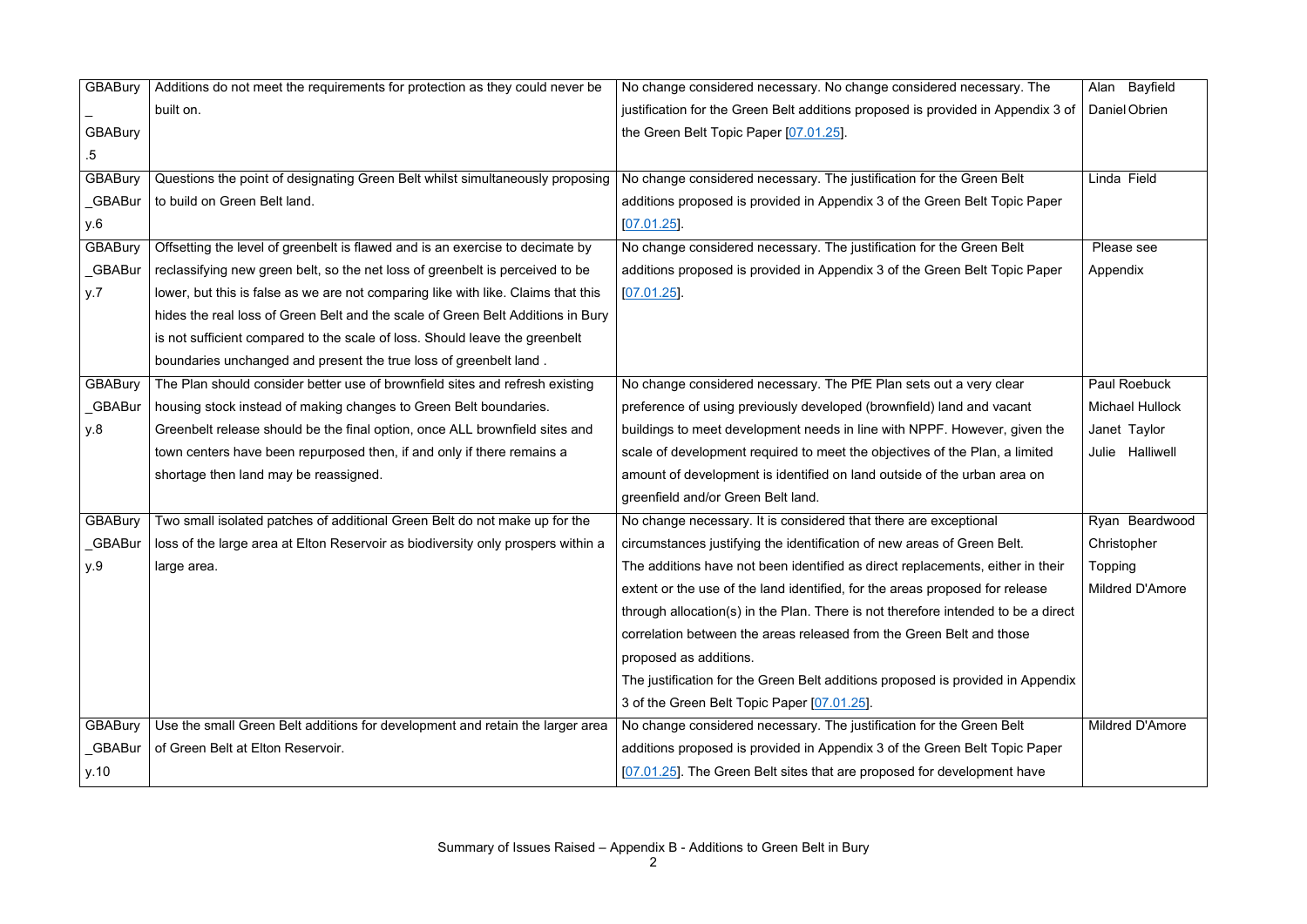| GBABury_GBABury.5 | Additions do not meet the requirements for protection as they could never be built on. | No change considered necessary. No change considered necessary. The justification for the Green Belt additions proposed is provided in Appendix 3 of the Green Belt Topic Paper [07.01.25]. | Alan Bayfield<br>Daniel Obrien |
|---|---|---|---|
| GBABury_GBABury.6 | Questions the point of designating Green Belt whilst simultaneously proposing to build on Green Belt land. | No change considered necessary. The justification for the Green Belt additions proposed is provided in Appendix 3 of the Green Belt Topic Paper [07.01.25]. | Linda Field |
| GBABury_GBABury.7 | Offsetting the level of greenbelt is flawed and is an exercise to decimate by reclassifying new green belt, so the net loss of greenbelt is perceived to be lower, but this is false as we are not comparing like with like. Claims that this hides the real loss of Green Belt and the scale of Green Belt Additions in Bury is not sufficient compared to the scale of loss. Should leave the greenbelt boundaries unchanged and present the true loss of greenbelt land . | No change considered necessary. The justification for the Green Belt additions proposed is provided in Appendix 3 of the Green Belt Topic Paper [07.01.25]. | Please see Appendix |
| GBABury_GBABury.8 | The Plan should consider better use of brownfield sites and refresh existing housing stock instead of making changes to Green Belt boundaries. Greenbelt release should be the final option, once ALL brownfield sites and town centers have been repurposed then, if and only if there remains a shortage then land may be reassigned. | No change considered necessary. The PfE Plan sets out a very clear preference of using previously developed (brownfield) land and vacant buildings to meet development needs in line with NPPF. However, given the scale of development required to meet the objectives of the Plan, a limited amount of development is identified on land outside of the urban area on greenfield and/or Green Belt land. | Paul Roebuck<br>Michael Hullock<br>Janet Taylor<br>Julie Halliwell |
| GBABury_GBABury.9 | Two small isolated patches of additional Green Belt do not make up for the loss of the large area at Elton Reservoir as biodiversity only prospers within a large area. | No change necessary. It is considered that there are exceptional circumstances justifying the identification of new areas of Green Belt. The additions have not been identified as direct replacements, either in their extent or the use of the land identified, for the areas proposed for release through allocation(s) in the Plan. There is not therefore intended to be a direct correlation between the areas released from the Green Belt and those proposed as additions.<br>The justification for the Green Belt additions proposed is provided in Appendix 3 of the Green Belt Topic Paper [07.01.25]. | Ryan Beardwood<br>Christopher Topping<br>Mildred D'Amore |
| GBABury_GBABury.10 | Use the small Green Belt additions for development and retain the larger area of Green Belt at Elton Reservoir. | No change considered necessary. The justification for the Green Belt additions proposed is provided in Appendix 3 of the Green Belt Topic Paper [07.01.25]. The Green Belt sites that are proposed for development have | Mildred D'Amore |

Summary of Issues Raised – Appendix B - Additions to Green Belt in Bury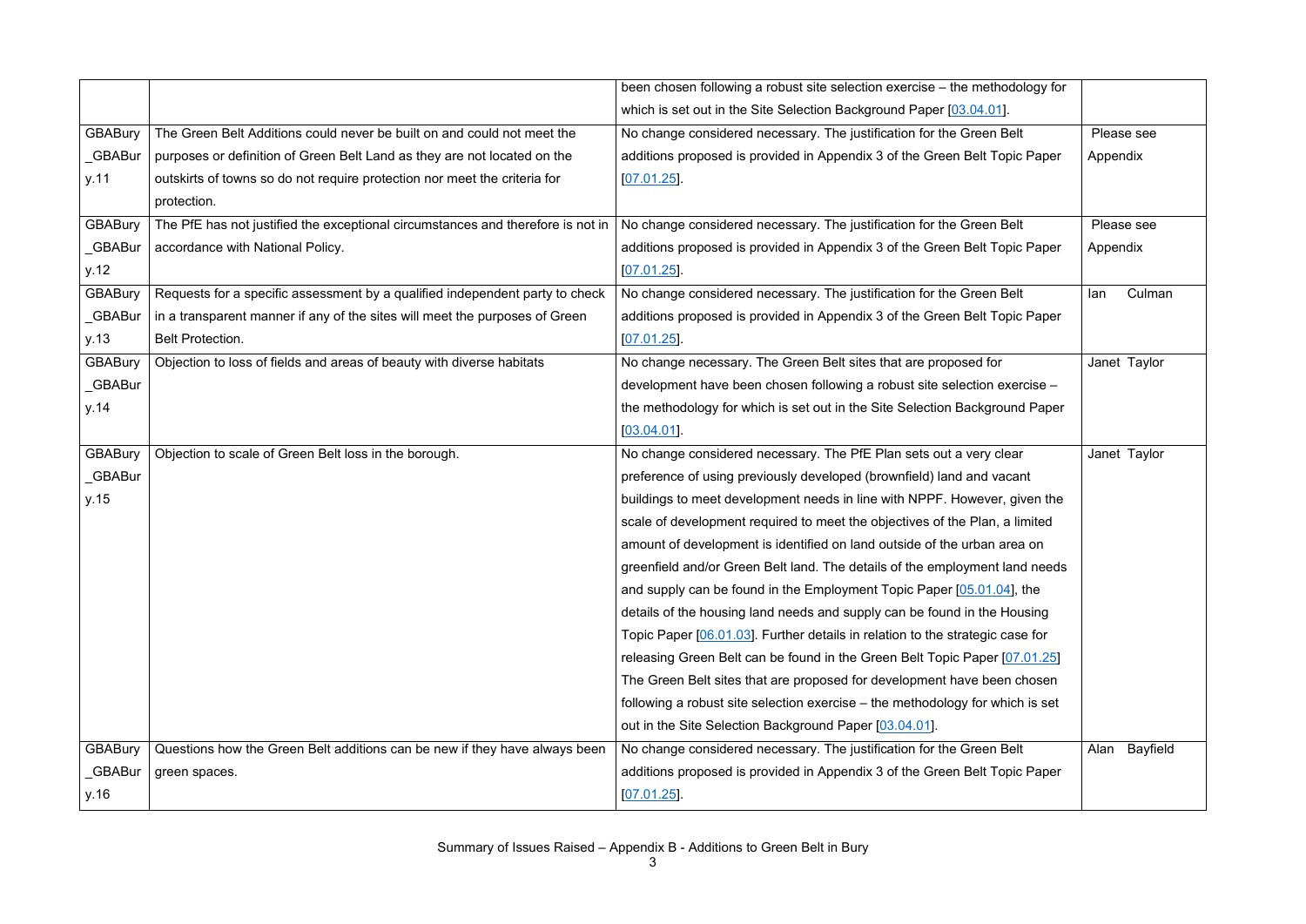| | | been chosen following a robust site selection exercise – the methodology for which is set out in the Site Selection Background Paper [03.04.01]. | |
|---|---|---|---|
| GBABury_GBABury.11 | The Green Belt Additions could never be built on and could not meet the purposes or definition of Green Belt Land as they are not located on the outskirts of towns so do not require protection nor meet the criteria for protection. | No change considered necessary. The justification for the Green Belt additions proposed is provided in Appendix 3 of the Green Belt Topic Paper [07.01.25]. | Please see Appendix |
| GBABury_GBABury.12 | The PfE has not justified the exceptional circumstances and therefore is not in accordance with National Policy. | No change considered necessary. The justification for the Green Belt additions proposed is provided in Appendix 3 of the Green Belt Topic Paper [07.01.25]. | Please see Appendix |
| GBABury_GBABury.13 | Requests for a specific assessment by a qualified independent party to check in a transparent manner if any of the sites will meet the purposes of Green Belt Protection. | No change considered necessary. The justification for the Green Belt additions proposed is provided in Appendix 3 of the Green Belt Topic Paper [07.01.25]. | Ian Culman |
| GBABury_GBABury.14 | Objection to loss of fields and areas of beauty with diverse habitats | No change necessary. The Green Belt sites that are proposed for development have been chosen following a robust site selection exercise – the methodology for which is set out in the Site Selection Background Paper [03.04.01]. | Janet Taylor |
| GBABury_GBABury.15 | Objection to scale of Green Belt loss in the borough. | No change considered necessary. The PfE Plan sets out a very clear preference of using previously developed (brownfield) land and vacant buildings to meet development needs in line with NPPF. However, given the scale of development required to meet the objectives of the Plan, a limited amount of development is identified on land outside of the urban area on greenfield and/or Green Belt land. The details of the employment land needs and supply can be found in the Employment Topic Paper [05.01.04], the details of the housing land needs and supply can be found in the Housing Topic Paper [06.01.03]. Further details in relation to the strategic case for releasing Green Belt can be found in the Green Belt Topic Paper [07.01.25] The Green Belt sites that are proposed for development have been chosen following a robust site selection exercise – the methodology for which is set out in the Site Selection Background Paper [03.04.01]. | Janet Taylor |
| GBABury_GBABury.16 | Questions how the Green Belt additions can be new if they have always been green spaces. | No change considered necessary. The justification for the Green Belt additions proposed is provided in Appendix 3 of the Green Belt Topic Paper [07.01.25]. | Alan Bayfield |

Summary of Issues Raised – Appendix B - Additions to Green Belt in Bury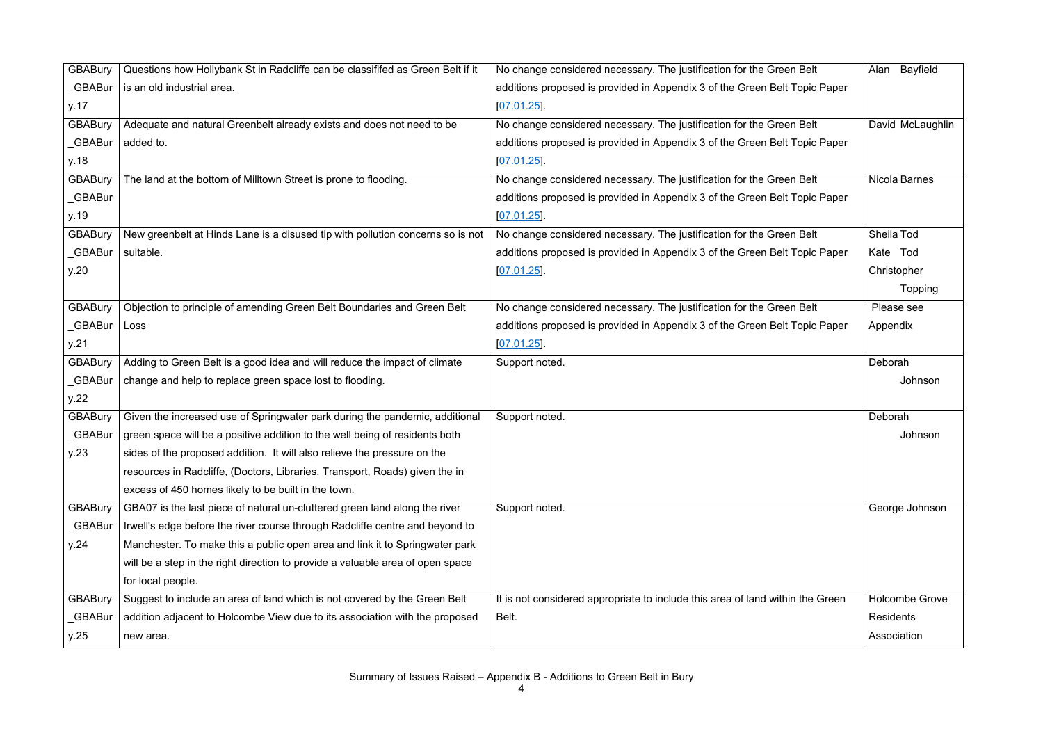| GBABury_GBABury.17 | Questions how Hollybank St in Radcliffe can be classififed as Green Belt if it is an old industrial area. | No change considered necessary. The justification for the Green Belt additions proposed is provided in Appendix 3 of the Green Belt Topic Paper [07.01.25]. | Alan Bayfield |
|---|---|---|---|
| GBABury_GBABury.18 | Adequate and natural Greenbelt already exists and does not need to be added to. | No change considered necessary. The justification for the Green Belt additions proposed is provided in Appendix 3 of the Green Belt Topic Paper [07.01.25]. | David McLaughlin |
| GBABury_GBABury.19 | The land at the bottom of Milltown Street is prone to flooding. | No change considered necessary. The justification for the Green Belt additions proposed is provided in Appendix 3 of the Green Belt Topic Paper [07.01.25]. | Nicola Barnes |
| GBABury_GBABury.20 | New greenbelt at Hinds Lane is a disused tip with pollution concerns so is not suitable. | No change considered necessary. The justification for the Green Belt additions proposed is provided in Appendix 3 of the Green Belt Topic Paper [07.01.25]. | Sheila Tod<br>Kate Tod<br>Christopher Topping |
| GBABury_GBABury.21 | Objection to principle of amending Green Belt Boundaries and Green Belt Loss | No change considered necessary. The justification for the Green Belt additions proposed is provided in Appendix 3 of the Green Belt Topic Paper [07.01.25]. | Please see Appendix |
| GBABury_GBABury.22 | Adding to Green Belt is a good idea and will reduce the impact of climate change and help to replace green space lost to flooding. | Support noted. | Deborah Johnson |
| GBABury_GBABury.23 | Given the increased use of Springwater park during the pandemic, additional green space will be a positive addition to the well being of residents both sides of the proposed addition. It will also relieve the pressure on the resources in Radcliffe, (Doctors, Libraries, Transport, Roads) given the in excess of 450 homes likely to be built in the town. | Support noted. | Deborah Johnson |
| GBABury_GBABury.24 | GBA07 is the last piece of natural un-cluttered green land along the river Irwell's edge before the river course through Radcliffe centre and beyond to Manchester. To make this a public open area and link it to Springwater park will be a step in the right direction to provide a valuable area of open space for local people. | Support noted. | George Johnson |
| GBABury_GBABury.25 | Suggest to include an area of land which is not covered by the Green Belt addition adjacent to Holcombe View due to its association with the proposed new area. | It is not considered appropriate to include this area of land within the Green Belt. | Holcombe Grove Residents Association |

Summary of Issues Raised – Appendix B - Additions to Green Belt in Bury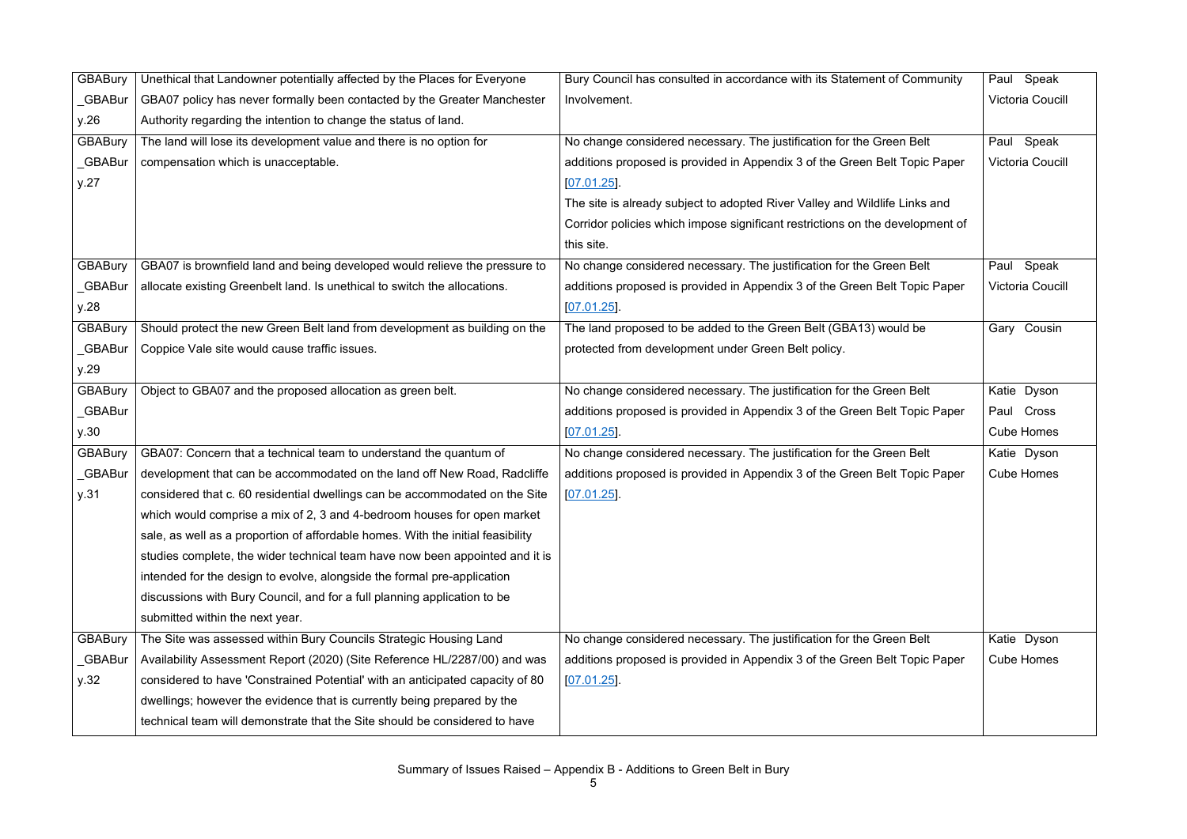| GBABury_GBABury.26 | Unethical that Landowner potentially affected by the Places for Everyone GBA07 policy has never formally been contacted by the Greater Manchester Authority regarding the intention to change the status of land. | Bury Council has consulted in accordance with its Statement of Community Involvement. | Paul Speak Victoria Coucill |
|---|---|---|---|
| GBABury_GBABury.27 | The land will lose its development value and there is no option for compensation which is unacceptable. | No change considered necessary. The justification for the Green Belt additions proposed is provided in Appendix 3 of the Green Belt Topic Paper [07.01.25]. The site is already subject to adopted River Valley and Wildlife Links and Corridor policies which impose significant restrictions on the development of this site. | Paul Speak Victoria Coucill |
| GBABury_GBABury.28 | GBA07 is brownfield land and being developed would relieve the pressure to allocate existing Greenbelt land. Is unethical to switch the allocations. | No change considered necessary. The justification for the Green Belt additions proposed is provided in Appendix 3 of the Green Belt Topic Paper [07.01.25]. | Paul Speak Victoria Coucill |
| GBABury_GBABury.29 | Should protect the new Green Belt land from development as building on the Coppice Vale site would cause traffic issues. | The land proposed to be added to the Green Belt (GBA13) would be protected from development under Green Belt policy. | Gary Cousin |
| GBABury_GBABury.30 | Object to GBA07 and the proposed allocation as green belt. | No change considered necessary. The justification for the Green Belt additions proposed is provided in Appendix 3 of the Green Belt Topic Paper [07.01.25]. | Katie Dyson Paul Cross Cube Homes |
| GBABury_GBABury.31 | GBA07: Concern that a technical team to understand the quantum of development that can be accommodated on the land off New Road, Radcliffe considered that c. 60 residential dwellings can be accommodated on the Site which would comprise a mix of 2, 3 and 4-bedroom houses for open market sale, as well as a proportion of affordable homes. With the initial feasibility studies complete, the wider technical team have now been appointed and it is intended for the design to evolve, alongside the formal pre-application discussions with Bury Council, and for a full planning application to be submitted within the next year. | No change considered necessary. The justification for the Green Belt additions proposed is provided in Appendix 3 of the Green Belt Topic Paper [07.01.25]. | Katie Dyson Cube Homes |
| GBABury_GBABury.32 | The Site was assessed within Bury Councils Strategic Housing Land Availability Assessment Report (2020) (Site Reference HL/2287/00) and was considered to have 'Constrained Potential' with an anticipated capacity of 80 dwellings; however the evidence that is currently being prepared by the technical team will demonstrate that the Site should be considered to have | No change considered necessary. The justification for the Green Belt additions proposed is provided in Appendix 3 of the Green Belt Topic Paper [07.01.25]. | Katie Dyson Cube Homes |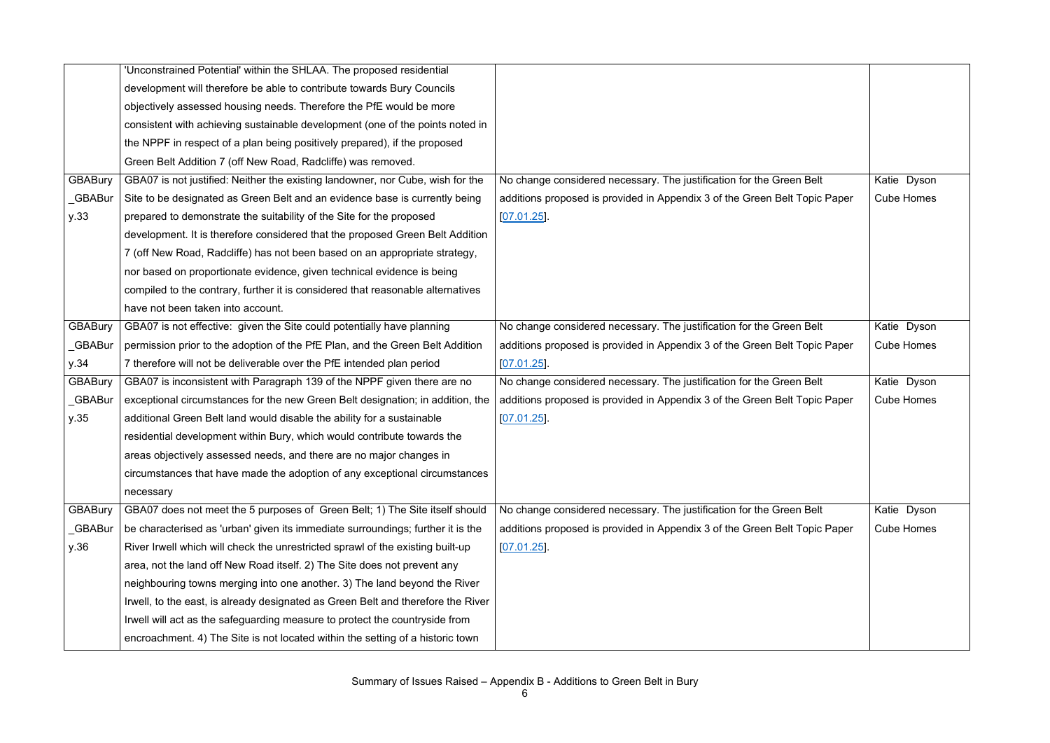| | | | |
|---|---|---|---|
| | 'Unconstrained Potential' within the SHLAA. The proposed residential development will therefore be able to contribute towards Bury Councils objectively assessed housing needs. Therefore the PfE would be more consistent with achieving sustainable development (one of the points noted in the NPPF in respect of a plan being positively prepared), if the proposed Green Belt Addition 7 (off New Road, Radcliffe) was removed. | | |
| GBABury_GBABury.33 | GBA07 is not justified: Neither the existing landowner, nor Cube, wish for the Site to be designated as Green Belt and an evidence base is currently being prepared to demonstrate the suitability of the Site for the proposed development. It is therefore considered that the proposed Green Belt Addition 7 (off New Road, Radcliffe) has not been based on an appropriate strategy, nor based on proportionate evidence, given technical evidence is being compiled to the contrary, further it is considered that reasonable alternatives have not been taken into account. | No change considered necessary. The justification for the Green Belt additions proposed is provided in Appendix 3 of the Green Belt Topic Paper [07.01.25]. | Katie Dyson Cube Homes |
| GBABury_GBABury.34 | GBA07 is not effective: given the Site could potentially have planning permission prior to the adoption of the PfE Plan, and the Green Belt Addition 7 therefore will not be deliverable over the PfE intended plan period | No change considered necessary. The justification for the Green Belt additions proposed is provided in Appendix 3 of the Green Belt Topic Paper [07.01.25]. | Katie Dyson Cube Homes |
| GBABury_GBABury.35 | GBA07 is inconsistent with Paragraph 139 of the NPPF given there are no exceptional circumstances for the new Green Belt designation; in addition, the additional Green Belt land would disable the ability for a sustainable residential development within Bury, which would contribute towards the areas objectively assessed needs, and there are no major changes in circumstances that have made the adoption of any exceptional circumstances necessary | No change considered necessary. The justification for the Green Belt additions proposed is provided in Appendix 3 of the Green Belt Topic Paper [07.01.25]. | Katie Dyson Cube Homes |
| GBABury_GBABury.36 | GBA07 does not meet the 5 purposes of Green Belt; 1) The Site itself should be characterised as 'urban' given its immediate surroundings; further it is the River Irwell which will check the unrestricted sprawl of the existing built-up area, not the land off New Road itself. 2) The Site does not prevent any neighbouring towns merging into one another. 3) The land beyond the River Irwell, to the east, is already designated as Green Belt and therefore the River Irwell will act as the safeguarding measure to protect the countryside from encroachment. 4) The Site is not located within the setting of a historic town | No change considered necessary. The justification for the Green Belt additions proposed is provided in Appendix 3 of the Green Belt Topic Paper [07.01.25]. | Katie Dyson Cube Homes |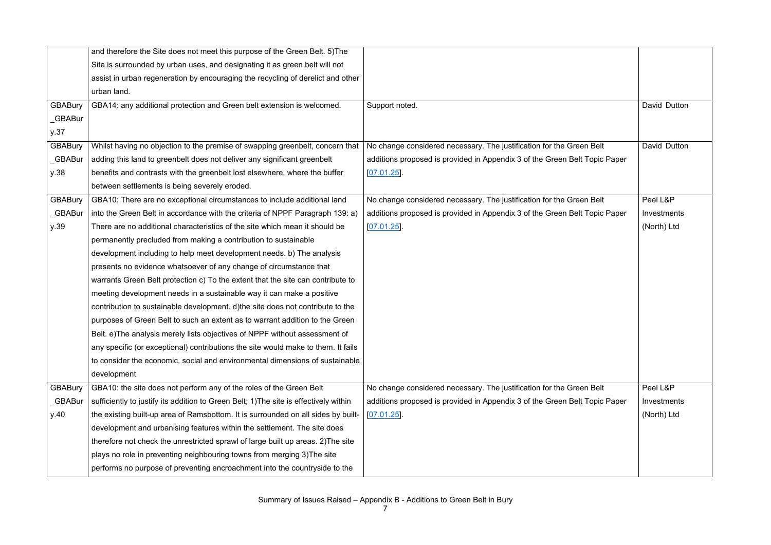| | | | |
|---|---|---|---|
| | and therefore the Site does not meet this purpose of the Green Belt. 5)The Site is surrounded by urban uses, and designating it as green belt will not assist in urban regeneration by encouraging the recycling of derelict and other urban land. | | |
| GBABury_GBABury.37 | GBA14: any additional protection and Green belt extension is welcomed. | Support noted. | David Dutton |
| GBABury_GBABury.38 | Whilst having no objection to the premise of swapping greenbelt, concern that adding this land to greenbelt does not deliver any significant greenbelt benefits and contrasts with the greenbelt lost elsewhere, where the buffer between settlements is being severely eroded. | No change considered necessary. The justification for the Green Belt additions proposed is provided in Appendix 3 of the Green Belt Topic Paper [07.01.25]. | David Dutton |
| GBABury_GBABury.39 | GBA10: There are no exceptional circumstances to include additional land into the Green Belt in accordance with the criteria of NPPF Paragraph 139: a) There are no additional characteristics of the site which mean it should be permanently precluded from making a contribution to sustainable development including to help meet development needs. b) The analysis presents no evidence whatsoever of any change of circumstance that warrants Green Belt protection c) To the extent that the site can contribute to meeting development needs in a sustainable way it can make a positive contribution to sustainable development. d)the site does not contribute to the purposes of Green Belt to such an extent as to warrant addition to the Green Belt. e)The analysis merely lists objectives of NPPF without assessment of any specific (or exceptional) contributions the site would make to them. It fails to consider the economic, social and environmental dimensions of sustainable development | No change considered necessary. The justification for the Green Belt additions proposed is provided in Appendix 3 of the Green Belt Topic Paper [07.01.25]. | Peel L&P Investments (North) Ltd |
| GBABury_GBABury.40 | GBA10: the site does not perform any of the roles of the Green Belt sufficiently to justify its addition to Green Belt; 1)The site is effectively within the existing built-up area of Ramsbottom. It is surrounded on all sides by built-development and urbanising features within the settlement. The site does therefore not check the unrestricted sprawl of large built up areas. 2)The site plays no role in preventing neighbouring towns from merging 3)The site performs no purpose of preventing encroachment into the countryside to the | No change considered necessary. The justification for the Green Belt additions proposed is provided in Appendix 3 of the Green Belt Topic Paper [07.01.25]. | Peel L&P Investments (North) Ltd |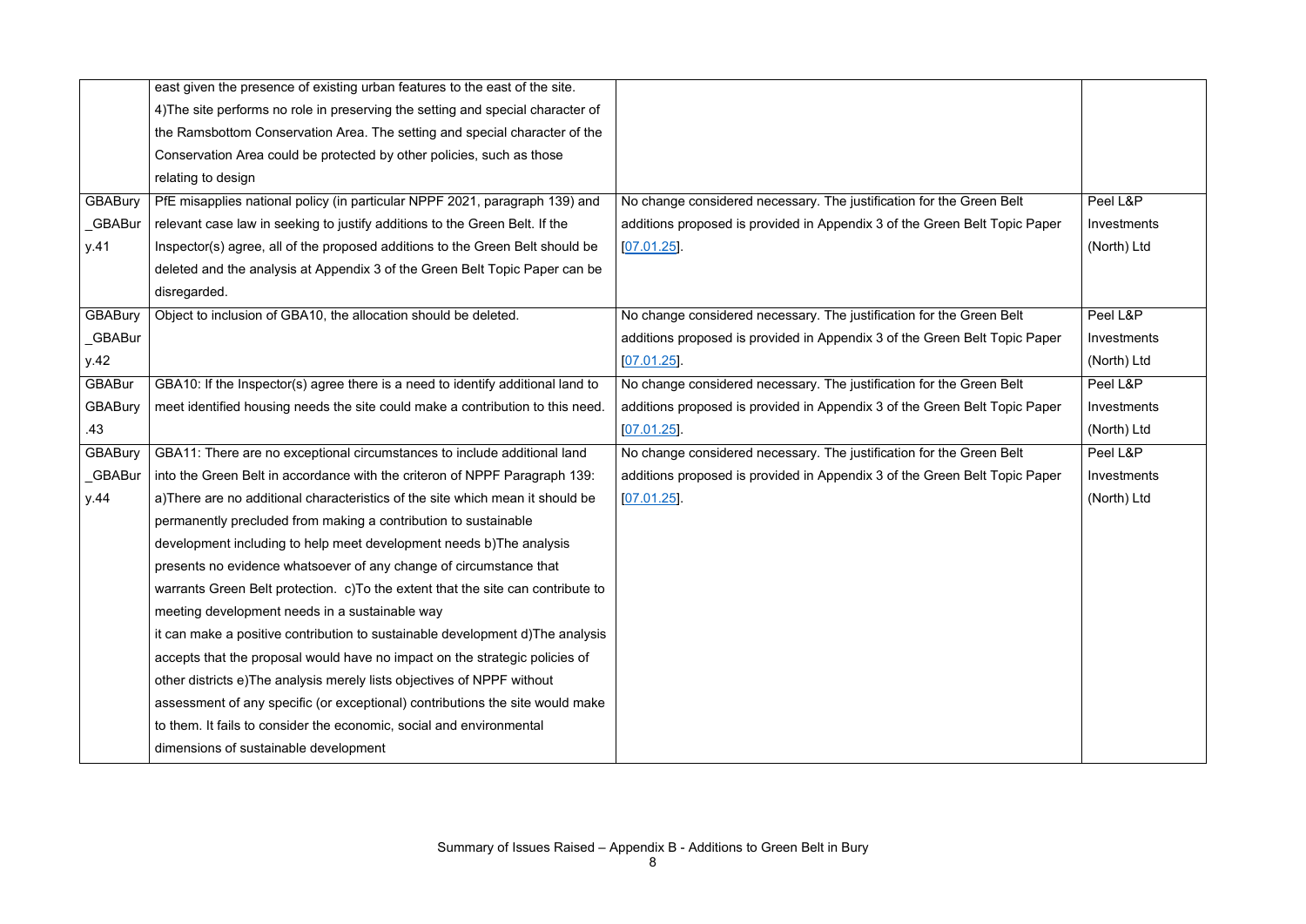| | | | |
|---|---|---|---|
| | east given the presence of existing urban features to the east of the site. 4)The site performs no role in preserving the setting and special character of the Ramsbottom Conservation Area. The setting and special character of the Conservation Area could be protected by other policies, such as those relating to design | | |
| GBABury_GBABury.41 | PfE misapplies national policy (in particular NPPF 2021, paragraph 139) and relevant case law in seeking to justify additions to the Green Belt. If the Inspector(s) agree, all of the proposed additions to the Green Belt should be deleted and the analysis at Appendix 3 of the Green Belt Topic Paper can be disregarded. | No change considered necessary. The justification for the Green Belt additions proposed is provided in Appendix 3 of the Green Belt Topic Paper [07.01.25]. | Peel L&P Investments (North) Ltd |
| GBABury_GBABury.42 | Object to inclusion of GBA10, the allocation should be deleted. | No change considered necessary. The justification for the Green Belt additions proposed is provided in Appendix 3 of the Green Belt Topic Paper [07.01.25]. | Peel L&P Investments (North) Ltd |
| GBABur GBABury.43 | GBA10: If the Inspector(s) agree there is a need to identify additional land to meet identified housing needs the site could make a contribution to this need. | No change considered necessary. The justification for the Green Belt additions proposed is provided in Appendix 3 of the Green Belt Topic Paper [07.01.25]. | Peel L&P Investments (North) Ltd |
| GBABury_GBABury.44 | GBA11: There are no exceptional circumstances to include additional land into the Green Belt in accordance with the criteron of NPPF Paragraph 139: a)There are no additional characteristics of the site which mean it should be permanently precluded from making a contribution to sustainable development including to help meet development needs b)The analysis presents no evidence whatsoever of any change of circumstance that warrants Green Belt protection. c)To the extent that the site can contribute to meeting development needs in a sustainable way it can make a positive contribution to sustainable development d)The analysis accepts that the proposal would have no impact on the strategic policies of other districts e)The analysis merely lists objectives of NPPF without assessment of any specific (or exceptional) contributions the site would make to them. It fails to consider the economic, social and environmental dimensions of sustainable development | No change considered necessary. The justification for the Green Belt additions proposed is provided in Appendix 3 of the Green Belt Topic Paper [07.01.25]. | Peel L&P Investments (North) Ltd |

Summary of Issues Raised – Appendix B - Additions to Green Belt in Bury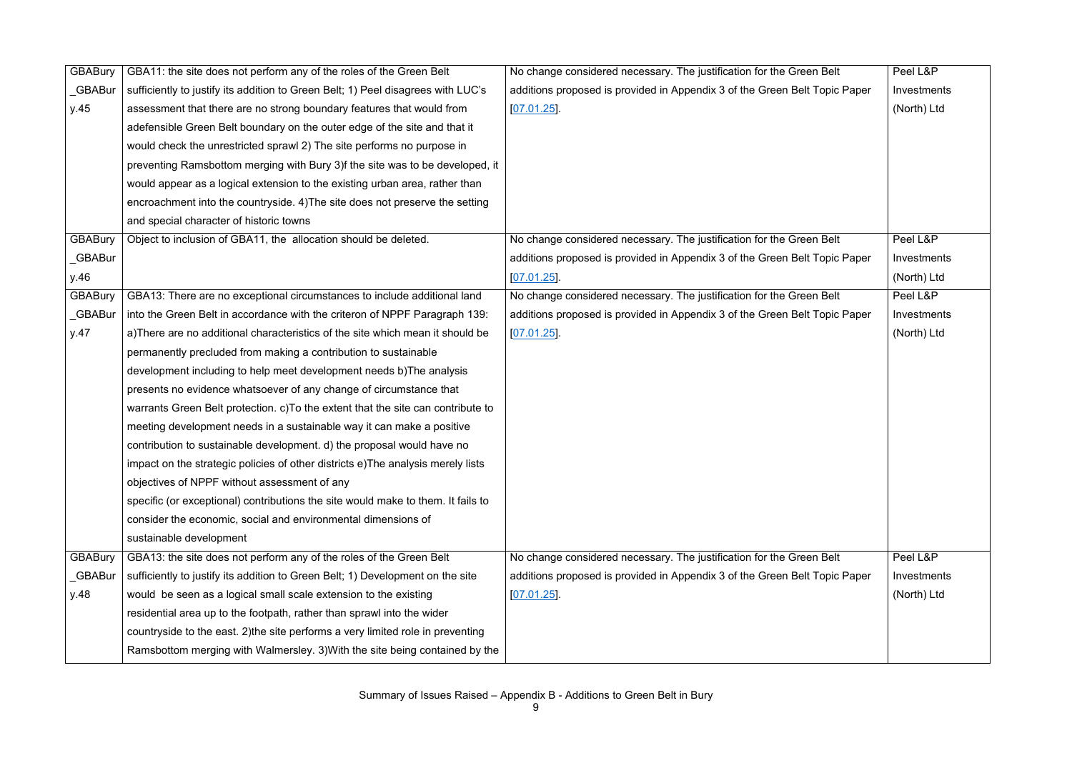| GBABury_GBABury.45 | GBA11: the site does not perform any of the roles of the Green Belt sufficiently to justify its addition to Green Belt; 1) Peel disagrees with LUC's assessment that there are no strong boundary features that would from adefensible Green Belt boundary on the outer edge of the site and that it would check the unrestricted sprawl 2) The site performs no purpose in preventing Ramsbottom merging with Bury 3)f the site was to be developed, it would appear as a logical extension to the existing urban area, rather than encroachment into the countryside. 4)The site does not preserve the setting and special character of historic towns | No change considered necessary. The justification for the Green Belt additions proposed is provided in Appendix 3 of the Green Belt Topic Paper [07.01.25]. | Peel L&P Investments (North) Ltd |
|---|---|---|---|
| GBABury_GBABury.46 | Object to inclusion of GBA11, the allocation should be deleted. | No change considered necessary. The justification for the Green Belt additions proposed is provided in Appendix 3 of the Green Belt Topic Paper [07.01.25]. | Peel L&P Investments (North) Ltd |
| GBABury_GBABury.47 | GBA13: There are no exceptional circumstances to include additional land into the Green Belt in accordance with the criteron of NPPF Paragraph 139: a)There are no additional characteristics of the site which mean it should be permanently precluded from making a contribution to sustainable development including to help meet development needs b)The analysis presents no evidence whatsoever of any change of circumstance that warrants Green Belt protection. c)To the extent that the site can contribute to meeting development needs in a sustainable way it can make a positive contribution to sustainable development. d) the proposal would have no impact on the strategic policies of other districts e)The analysis merely lists objectives of NPPF without assessment of any specific (or exceptional) contributions the site would make to them. It fails to consider the economic, social and environmental dimensions of sustainable development | No change considered necessary. The justification for the Green Belt additions proposed is provided in Appendix 3 of the Green Belt Topic Paper [07.01.25]. | Peel L&P Investments (North) Ltd |
| GBABury_GBABury.48 | GBA13: the site does not perform any of the roles of the Green Belt sufficiently to justify its addition to Green Belt; 1) Development on the site would be seen as a logical small scale extension to the existing residential area up to the footpath, rather than sprawl into the wider countryside to the east. 2)the site performs a very limited role in preventing Ramsbottom merging with Walmersley. 3)With the site being contained by the | No change considered necessary. The justification for the Green Belt additions proposed is provided in Appendix 3 of the Green Belt Topic Paper [07.01.25]. | Peel L&P Investments (North) Ltd |

Summary of Issues Raised – Appendix B - Additions to Green Belt in Bury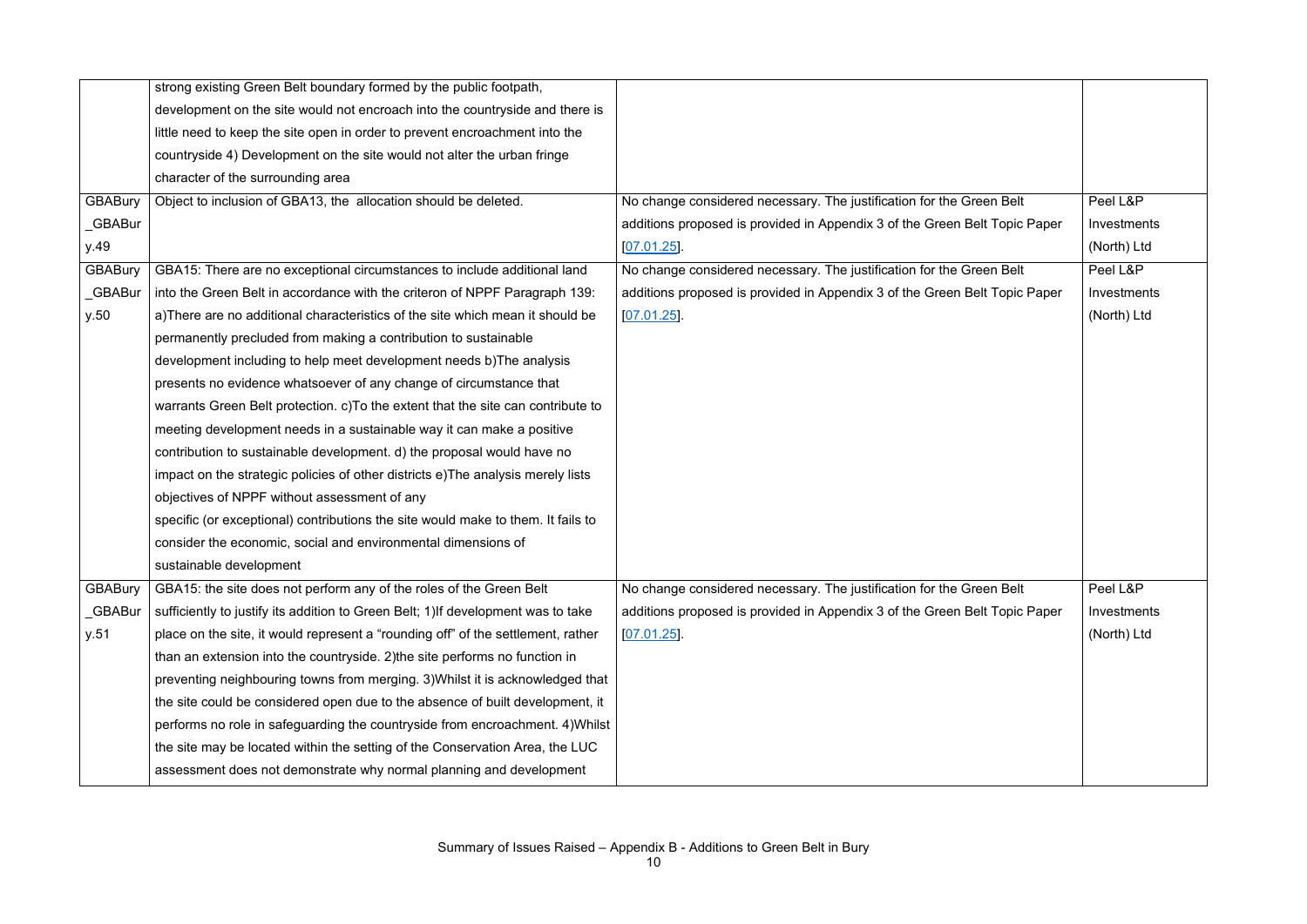| | | | |
|---|---|---|---|
| | strong existing Green Belt boundary formed by the public footpath, development on the site would not encroach into the countryside and there is little need to keep the site open in order to prevent encroachment into the countryside 4) Development on the site would not alter the urban fringe character of the surrounding area | | |
| GBABury_GBABury.49 | Object to inclusion of GBA13, the allocation should be deleted. | No change considered necessary. The justification for the Green Belt additions proposed is provided in Appendix 3 of the Green Belt Topic Paper [07.01.25]. | Peel L&P Investments (North) Ltd |
| GBABury_GBABury.50 | GBA15: There are no exceptional circumstances to include additional land into the Green Belt in accordance with the criteron of NPPF Paragraph 139: a)There are no additional characteristics of the site which mean it should be permanently precluded from making a contribution to sustainable development including to help meet development needs b)The analysis presents no evidence whatsoever of any change of circumstance that warrants Green Belt protection. c)To the extent that the site can contribute to meeting development needs in a sustainable way it can make a positive contribution to sustainable development. d) the proposal would have no impact on the strategic policies of other districts e)The analysis merely lists objectives of NPPF without assessment of any specific (or exceptional) contributions the site would make to them. It fails to consider the economic, social and environmental dimensions of sustainable development | No change considered necessary. The justification for the Green Belt additions proposed is provided in Appendix 3 of the Green Belt Topic Paper [07.01.25]. | Peel L&P Investments (North) Ltd |
| GBABury_GBABury.51 | GBA15: the site does not perform any of the roles of the Green Belt sufficiently to justify its addition to Green Belt; 1)If development was to take place on the site, it would represent a "rounding off" of the settlement, rather than an extension into the countryside. 2)the site performs no function in preventing neighbouring towns from merging. 3)Whilst it is acknowledged that the site could be considered open due to the absence of built development, it performs no role in safeguarding the countryside from encroachment. 4)Whilst the site may be located within the setting of the Conservation Area, the LUC assessment does not demonstrate why normal planning and development | No change considered necessary. The justification for the Green Belt additions proposed is provided in Appendix 3 of the Green Belt Topic Paper [07.01.25]. | Peel L&P Investments (North) Ltd |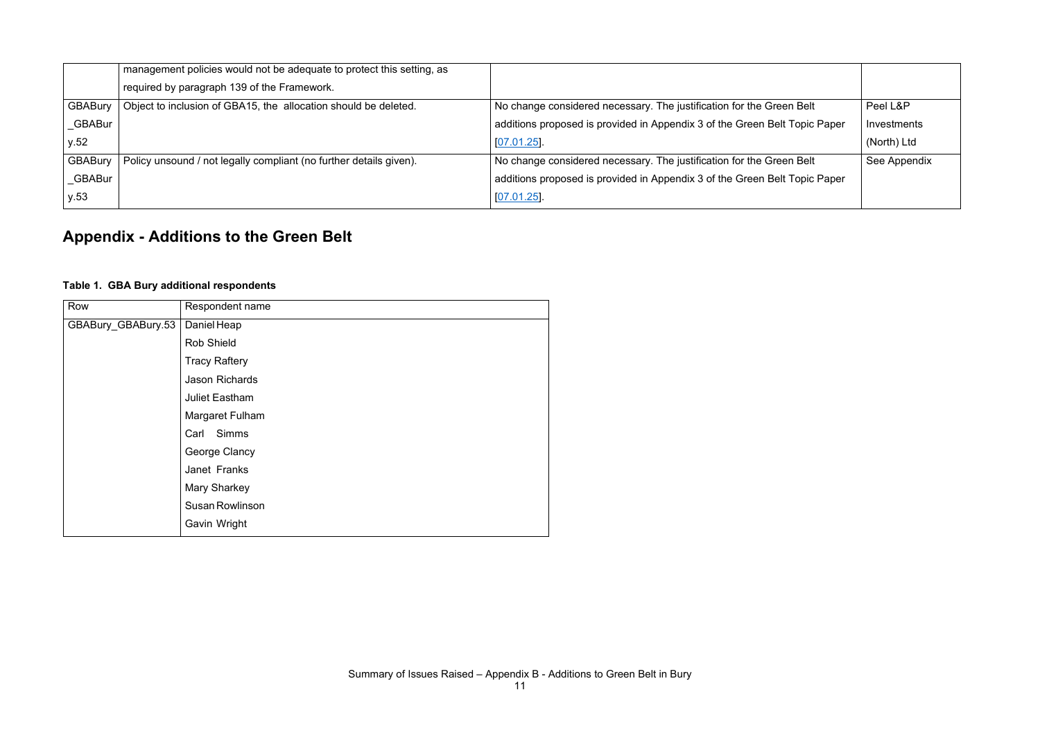| | | | |
|---|---|---|---|
| | management policies would not be adequate to protect this setting, as required by paragraph 139 of the Framework. | | |
| GBABury_GBABury.52 | Object to inclusion of GBA15, the allocation should be deleted. | No change considered necessary. The justification for the Green Belt additions proposed is provided in Appendix 3 of the Green Belt Topic Paper [07.01.25]. | Peel L&P Investments (North) Ltd |
| GBABury_GBABury.53 | Policy unsound / not legally compliant (no further details given). | No change considered necessary. The justification for the Green Belt additions proposed is provided in Appendix 3 of the Green Belt Topic Paper [07.01.25]. | See Appendix |

## Appendix - Additions to the Green Belt

**Table 1. GBA Bury additional respondents**

| Row | Respondent name |
|---|---|
| GBABury_GBABury.53 | Daniel Heap |
| | Rob Shield |
| | Tracy Raftery |
| | Jason Richards |
| | Juliet Eastham |
| | Margaret Fulham |
| | Carl Simms |
| | George Clancy |
| | Janet Franks |
| | Mary Sharkey |
| | Susan Rowlinson |
| | Gavin Wright |